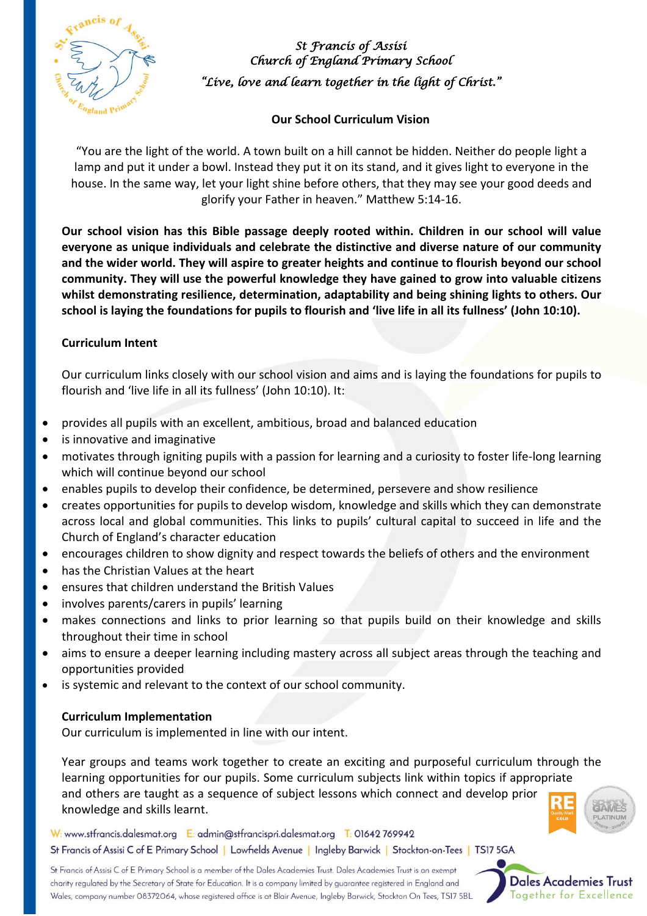*St Francis of Assisi*
*Church of England Primary School*
*"Live, love and learn together in the light of Christ."*

## Our School Curriculum Vision

"You are the light of the world. A town built on a hill cannot be hidden. Neither do people light a lamp and put it under a bowl. Instead they put it on its stand, and it gives light to everyone in the house. In the same way, let your light shine before others, that they may see your good deeds and glorify your Father in heaven." Matthew 5:14-16.

**Our school vision has this Bible passage deeply rooted within. Children in our school will value everyone as unique individuals and celebrate the distinctive and diverse nature of our community and the wider world. They will aspire to greater heights and continue to flourish beyond our school community. They will use the powerful knowledge they have gained to grow into valuable citizens whilst demonstrating resilience, determination, adaptability and being shining lights to others. Our school is laying the foundations for pupils to flourish and 'live life in all its fullness' (John 10:10).**

### Curriculum Intent

Our curriculum links closely with our school vision and aims and is laying the foundations for pupils to flourish and 'live life in all its fullness' (John 10:10). It:

- provides all pupils with an excellent, ambitious, broad and balanced education
- is innovative and imaginative
- motivates through igniting pupils with a passion for learning and a curiosity to foster life-long learning which will continue beyond our school
- enables pupils to develop their confidence, be determined, persevere and show resilience
- creates opportunities for pupils to develop wisdom, knowledge and skills which they can demonstrate across local and global communities. This links to pupils' cultural capital to succeed in life and the Church of England's character education
- encourages children to show dignity and respect towards the beliefs of others and the environment
- has the Christian Values at the heart
- ensures that children understand the British Values
- involves parents/carers in pupils' learning
- makes connections and links to prior learning so that pupils build on their knowledge and skills throughout their time in school
- aims to ensure a deeper learning including mastery across all subject areas through the teaching and opportunities provided
- is systemic and relevant to the context of our school community.

### Curriculum Implementation

Our curriculum is implemented in line with our intent.

Year groups and teams work together to create an exciting and purposeful curriculum through the learning opportunities for our pupils. Some curriculum subjects link within topics if appropriate and others are taught as a sequence of subject lessons which connect and develop prior knowledge and skills learnt.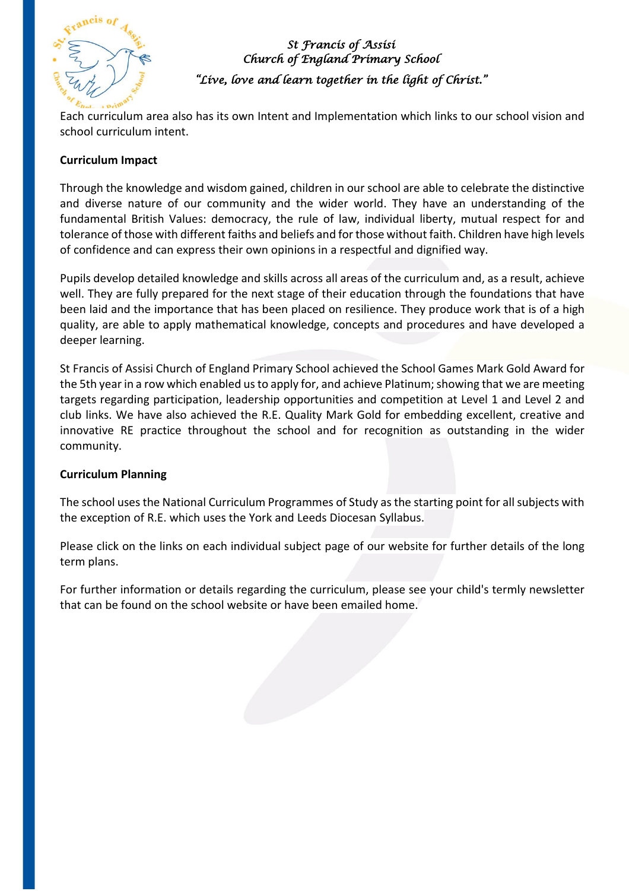Each curriculum area also has its own Intent and Implementation which links to our school vision and school curriculum intent.

## Curriculum Impact

Through the knowledge and wisdom gained, children in our school are able to celebrate the distinctive and diverse nature of our community and the wider world. They have an understanding of the fundamental British Values: democracy, the rule of law, individual liberty, mutual respect for and tolerance of those with different faiths and beliefs and for those without faith. Children have high levels of confidence and can express their own opinions in a respectful and dignified way.

Pupils develop detailed knowledge and skills across all areas of the curriculum and, as a result, achieve well. They are fully prepared for the next stage of their education through the foundations that have been laid and the importance that has been placed on resilience. They produce work that is of a high quality, are able to apply mathematical knowledge, concepts and procedures and have developed a deeper learning.

St Francis of Assisi Church of England Primary School achieved the School Games Mark Gold Award for the 5th year in a row which enabled us to apply for, and achieve Platinum; showing that we are meeting targets regarding participation, leadership opportunities and competition at Level 1 and Level 2 and club links. We have also achieved the R.E. Quality Mark Gold for embedding excellent, creative and innovative RE practice throughout the school and for recognition as outstanding in the wider community.

## Curriculum Planning

The school uses the National Curriculum Programmes of Study as the starting point for all subjects with the exception of R.E. which uses the York and Leeds Diocesan Syllabus.

Please click on the links on each individual subject page of our website for further details of the long term plans.

For further information or details regarding the curriculum, please see your child's termly newsletter that can be found on the school website or have been emailed home.